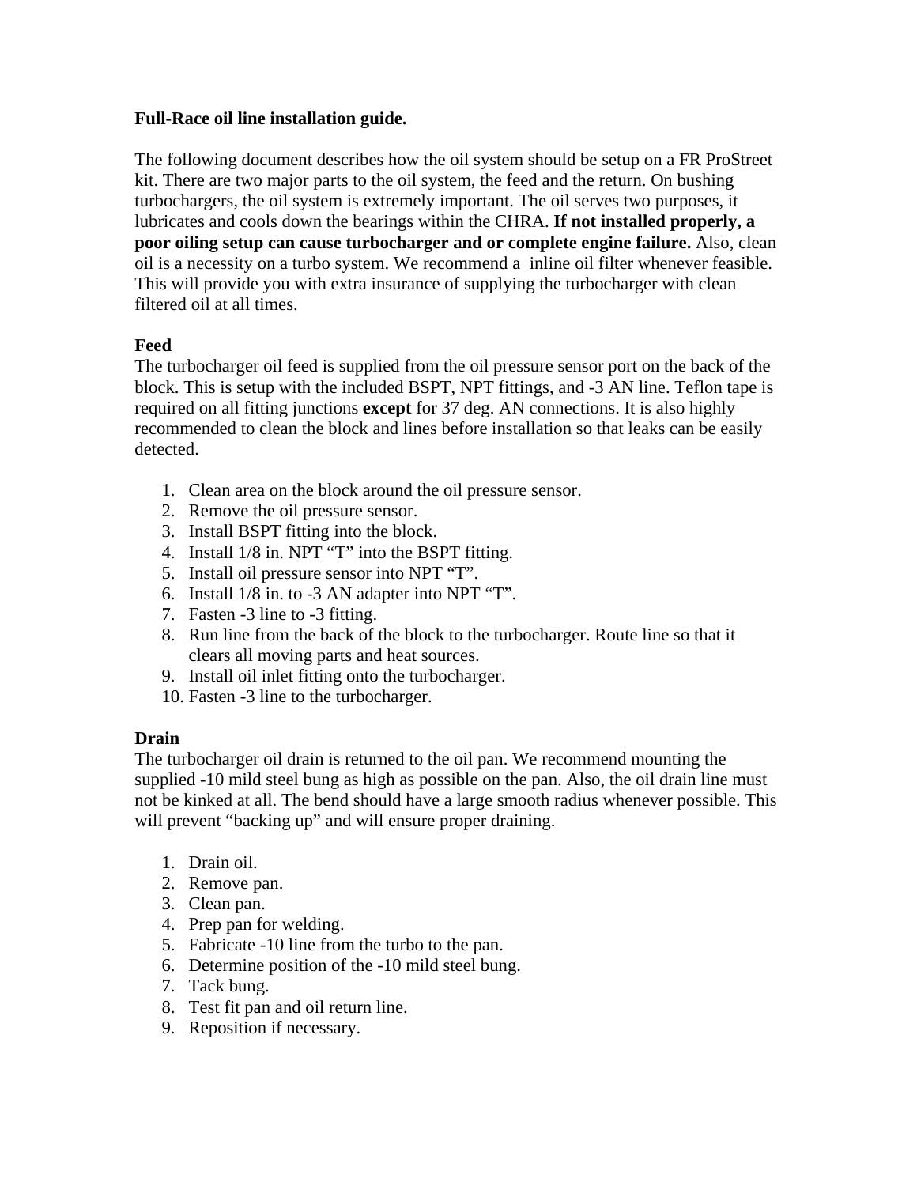**Full-Race oil line installation guide.**

The following document describes how the oil system should be setup on a FR ProStreet kit. There are two major parts to the oil system, the feed and the return. On bushing turbochargers, the oil system is extremely important. The oil serves two purposes, it lubricates and cools down the bearings within the CHRA. **If not installed properly, a poor oiling setup can cause turbocharger and or complete engine failure.** Also, clean oil is a necessity on a turbo system. We recommend a inline oil filter whenever feasible. This will provide you with extra insurance of supplying the turbocharger with clean filtered oil at all times.

**Feed**

The turbocharger oil feed is supplied from the oil pressure sensor port on the back of the block. This is setup with the included BSPT, NPT fittings, and -3 AN line. Teflon tape is required on all fitting junctions **except** for 37 deg. AN connections. It is also highly recommended to clean the block and lines before installation so that leaks can be easily detected.

1. Clean area on the block around the oil pressure sensor.
2. Remove the oil pressure sensor.
3. Install BSPT fitting into the block.
4. Install 1/8 in. NPT "T" into the BSPT fitting.
5. Install oil pressure sensor into NPT "T".
6. Install 1/8 in. to -3 AN adapter into NPT "T".
7. Fasten -3 line to -3 fitting.
8. Run line from the back of the block to the turbocharger. Route line so that it clears all moving parts and heat sources.
9. Install oil inlet fitting onto the turbocharger.
10. Fasten -3 line to the turbocharger.

**Drain**

The turbocharger oil drain is returned to the oil pan. We recommend mounting the supplied -10 mild steel bung as high as possible on the pan. Also, the oil drain line must not be kinked at all. The bend should have a large smooth radius whenever possible. This will prevent "backing up" and will ensure proper draining.

1. Drain oil.
2. Remove pan.
3. Clean pan.
4. Prep pan for welding.
5. Fabricate -10 line from the turbo to the pan.
6. Determine position of the -10 mild steel bung.
7. Tack bung.
8. Test fit pan and oil return line.
9. Reposition if necessary.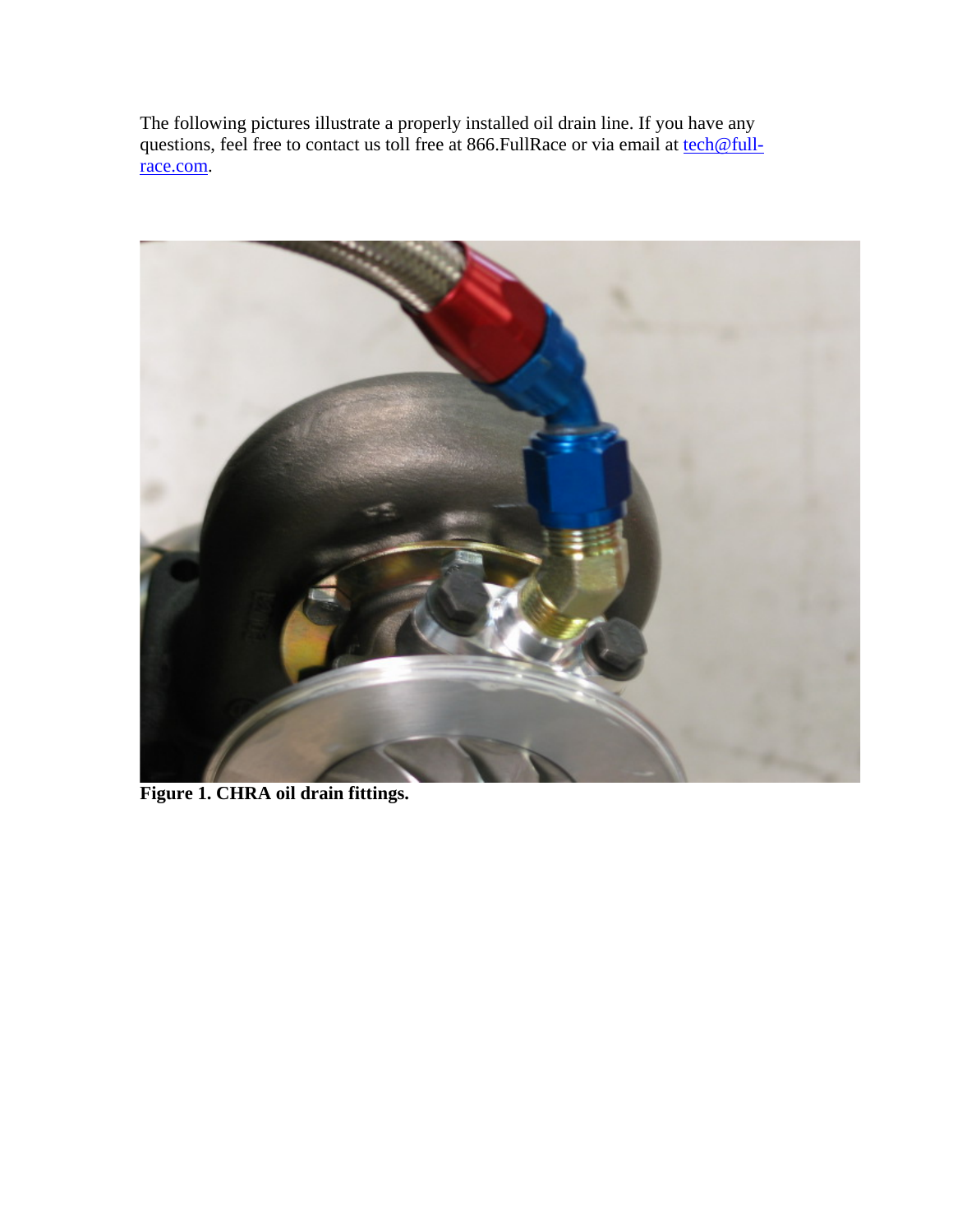The following pictures illustrate a properly installed oil drain line. If you have any questions, feel free to contact us toll free at 866.FullRace or via email at tech@full-race.com.

**Figure 1. CHRA oil drain fittings.**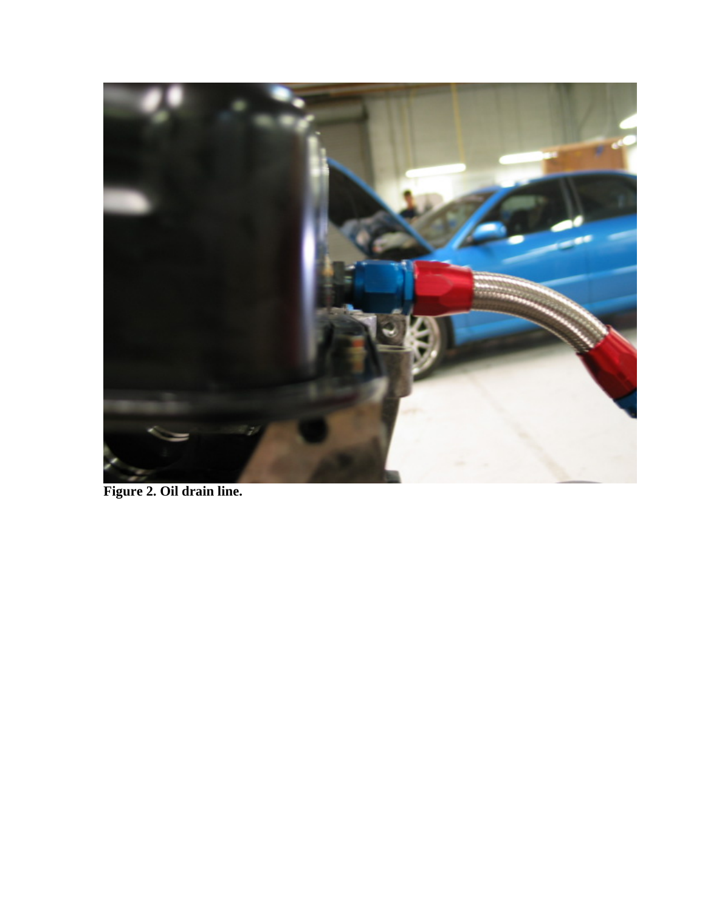**Figure 2. Oil drain line.**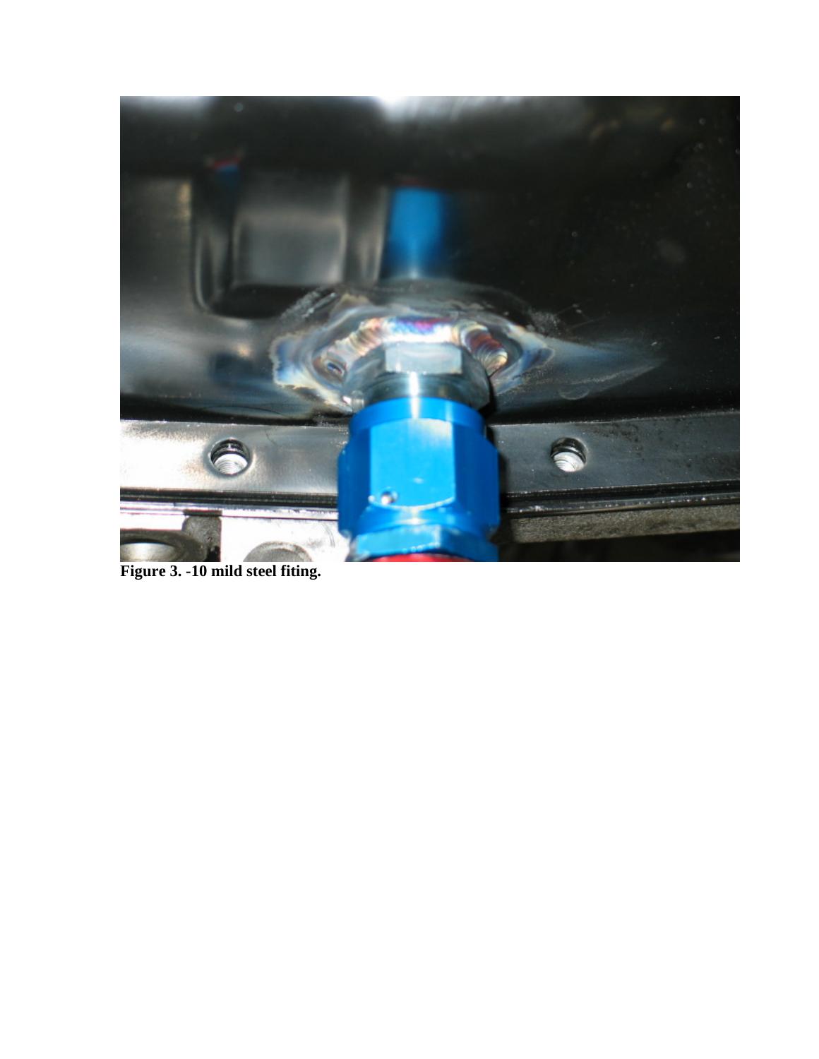**Figure 3. -10 mild steel fiting.**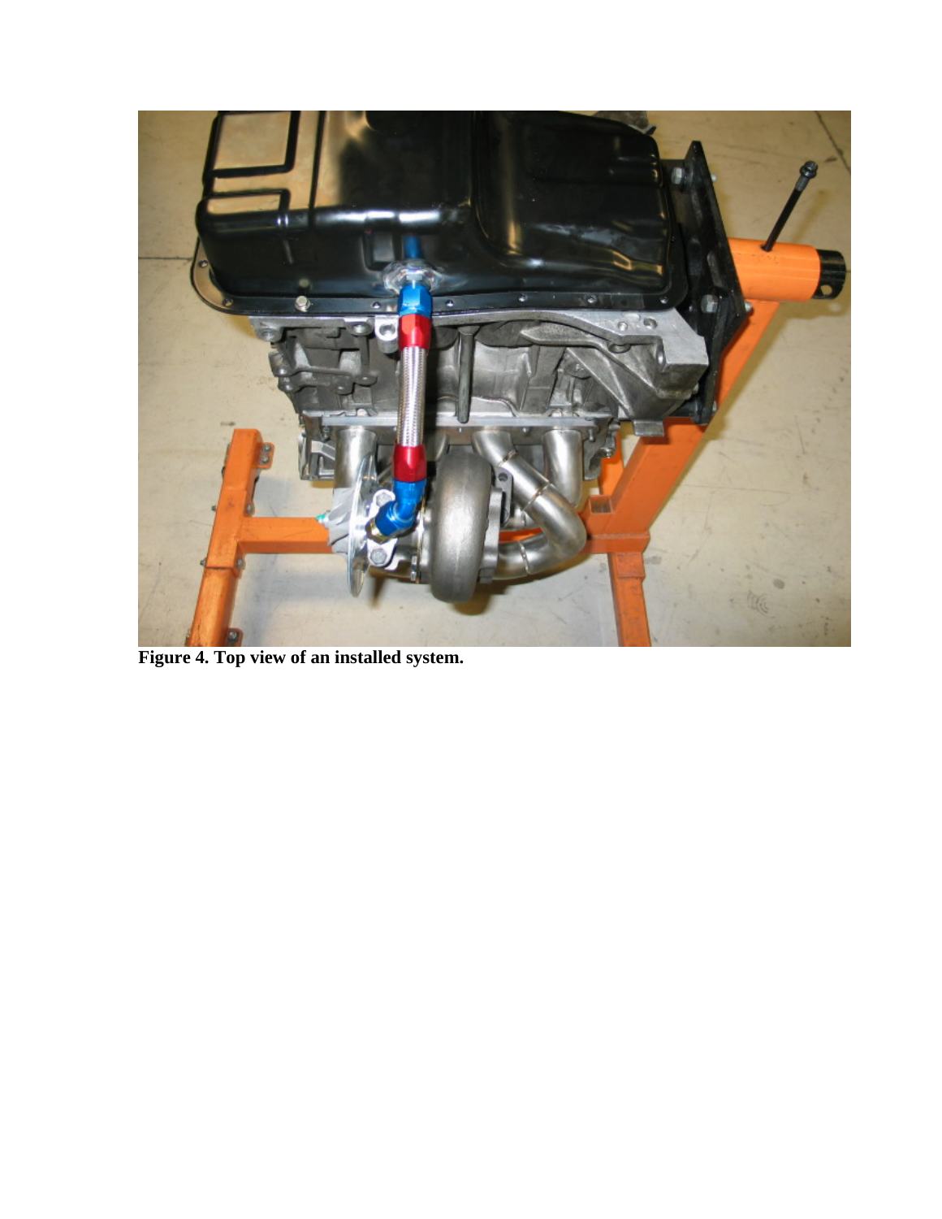**Figure 4. Top view of an installed system.**